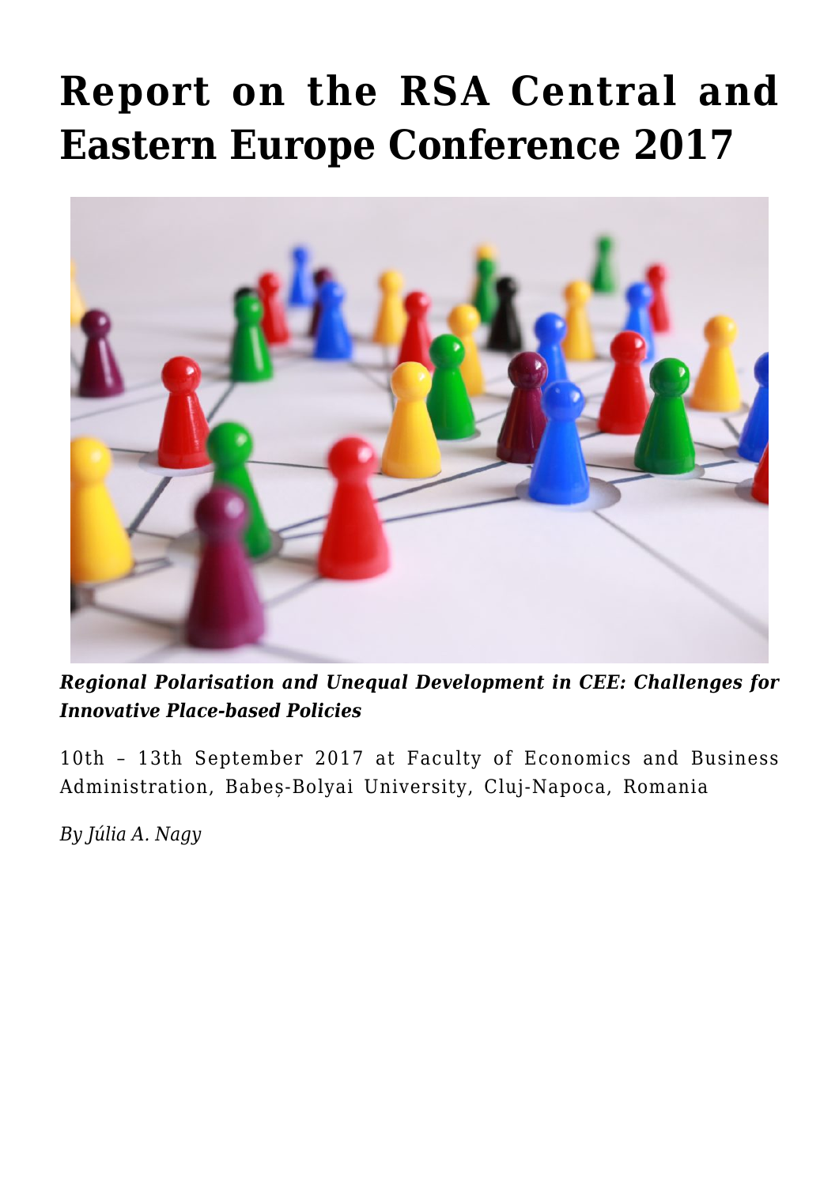# Report on the RSA Central and Eastern Europe Conference 2017

***Regional Polarisation and Unequal Development in CEE: Challenges for Innovative Place-based Policies***

10th – 13th September 2017 at Faculty of Economics and Business Administration, Babeș-Bolyai University, Cluj-Napoca, Romania

*By Júlia A. Nagy*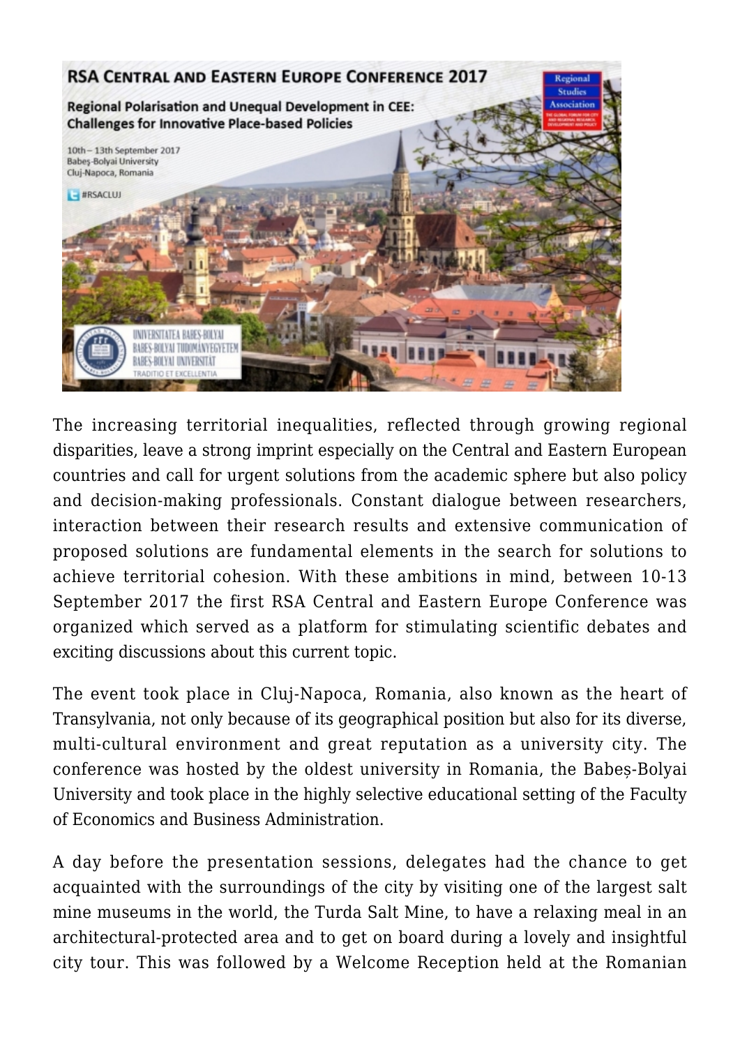The increasing territorial inequalities, reflected through growing regional disparities, leave a strong imprint especially on the Central and Eastern European countries and call for urgent solutions from the academic sphere but also policy and decision-making professionals. Constant dialogue between researchers, interaction between their research results and extensive communication of proposed solutions are fundamental elements in the search for solutions to achieve territorial cohesion. With these ambitions in mind, between 10-13 September 2017 the first RSA Central and Eastern Europe Conference was organized which served as a platform for stimulating scientific debates and exciting discussions about this current topic.

The event took place in Cluj-Napoca, Romania, also known as the heart of Transylvania, not only because of its geographical position but also for its diverse, multi-cultural environment and great reputation as a university city. The conference was hosted by the oldest university in Romania, the Babeș-Bolyai University and took place in the highly selective educational setting of the Faculty of Economics and Business Administration.

A day before the presentation sessions, delegates had the chance to get acquainted with the surroundings of the city by visiting one of the largest salt mine museums in the world, the Turda Salt Mine, to have a relaxing meal in an architectural-protected area and to get on board during a lovely and insightful city tour. This was followed by a Welcome Reception held at the Romanian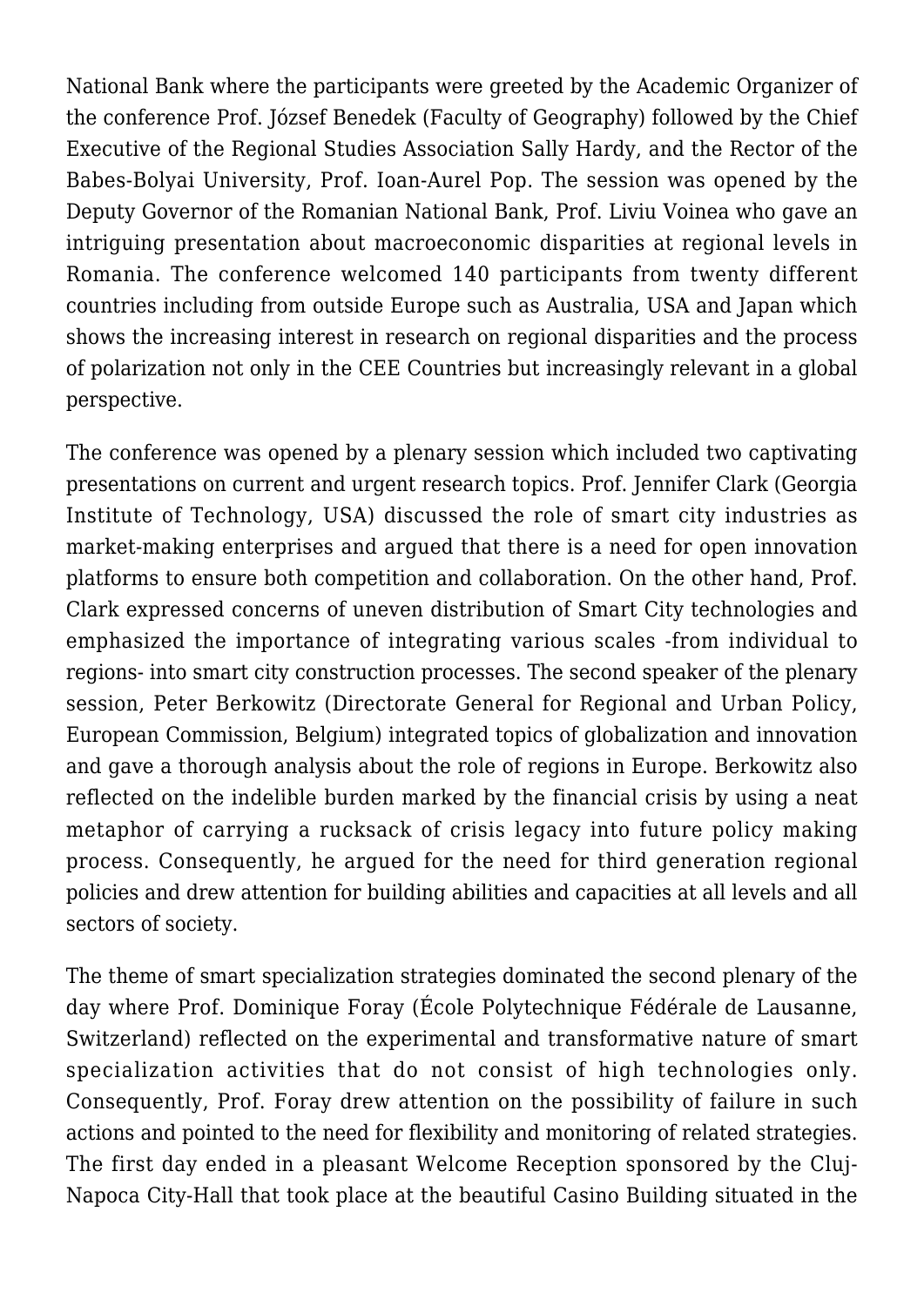National Bank where the participants were greeted by the Academic Organizer of the conference Prof. József Benedek (Faculty of Geography) followed by the Chief Executive of the Regional Studies Association Sally Hardy, and the Rector of the Babes-Bolyai University, Prof. Ioan-Aurel Pop. The session was opened by the Deputy Governor of the Romanian National Bank, Prof. Liviu Voinea who gave an intriguing presentation about macroeconomic disparities at regional levels in Romania. The conference welcomed 140 participants from twenty different countries including from outside Europe such as Australia, USA and Japan which shows the increasing interest in research on regional disparities and the process of polarization not only in the CEE Countries but increasingly relevant in a global perspective.

The conference was opened by a plenary session which included two captivating presentations on current and urgent research topics. Prof. Jennifer Clark (Georgia Institute of Technology, USA) discussed the role of smart city industries as market-making enterprises and argued that there is a need for open innovation platforms to ensure both competition and collaboration. On the other hand, Prof. Clark expressed concerns of uneven distribution of Smart City technologies and emphasized the importance of integrating various scales -from individual to regions- into smart city construction processes. The second speaker of the plenary session, Peter Berkowitz (Directorate General for Regional and Urban Policy, European Commission, Belgium) integrated topics of globalization and innovation and gave a thorough analysis about the role of regions in Europe. Berkowitz also reflected on the indelible burden marked by the financial crisis by using a neat metaphor of carrying a rucksack of crisis legacy into future policy making process. Consequently, he argued for the need for third generation regional policies and drew attention for building abilities and capacities at all levels and all sectors of society.

The theme of smart specialization strategies dominated the second plenary of the day where Prof. Dominique Foray (École Polytechnique Fédérale de Lausanne, Switzerland) reflected on the experimental and transformative nature of smart specialization activities that do not consist of high technologies only. Consequently, Prof. Foray drew attention on the possibility of failure in such actions and pointed to the need for flexibility and monitoring of related strategies. The first day ended in a pleasant Welcome Reception sponsored by the Cluj-Napoca City-Hall that took place at the beautiful Casino Building situated in the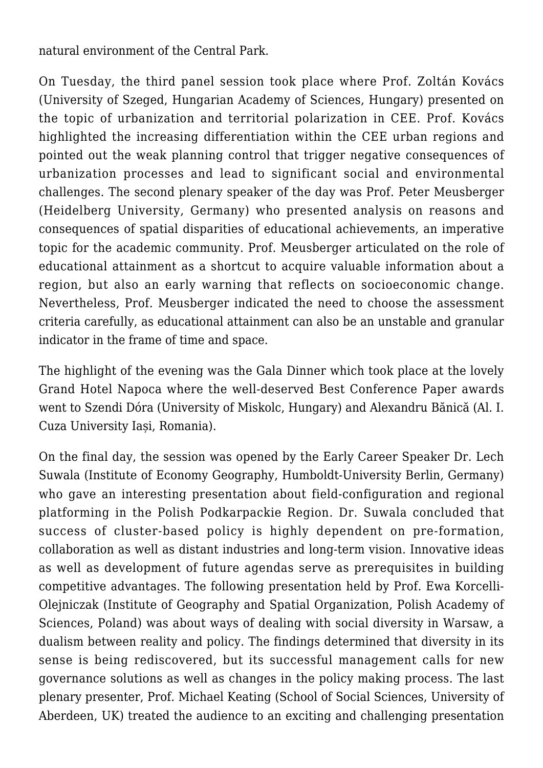natural environment of the Central Park.

On Tuesday, the third panel session took place where Prof. Zoltán Kovács (University of Szeged, Hungarian Academy of Sciences, Hungary) presented on the topic of urbanization and territorial polarization in CEE. Prof. Kovács highlighted the increasing differentiation within the CEE urban regions and pointed out the weak planning control that trigger negative consequences of urbanization processes and lead to significant social and environmental challenges. The second plenary speaker of the day was Prof. Peter Meusberger (Heidelberg University, Germany) who presented analysis on reasons and consequences of spatial disparities of educational achievements, an imperative topic for the academic community. Prof. Meusberger articulated on the role of educational attainment as a shortcut to acquire valuable information about a region, but also an early warning that reflects on socioeconomic change. Nevertheless, Prof. Meusberger indicated the need to choose the assessment criteria carefully, as educational attainment can also be an unstable and granular indicator in the frame of time and space.

The highlight of the evening was the Gala Dinner which took place at the lovely Grand Hotel Napoca where the well-deserved Best Conference Paper awards went to Szendi Dóra (University of Miskolc, Hungary) and Alexandru Bănică (Al. I. Cuza University Iași, Romania).

On the final day, the session was opened by the Early Career Speaker Dr. Lech Suwala (Institute of Economy Geography, Humboldt-University Berlin, Germany) who gave an interesting presentation about field-configuration and regional platforming in the Polish Podkarpackie Region. Dr. Suwala concluded that success of cluster-based policy is highly dependent on pre-formation, collaboration as well as distant industries and long-term vision. Innovative ideas as well as development of future agendas serve as prerequisites in building competitive advantages. The following presentation held by Prof. Ewa Korcelli-Olejniczak (Institute of Geography and Spatial Organization, Polish Academy of Sciences, Poland) was about ways of dealing with social diversity in Warsaw, a dualism between reality and policy. The findings determined that diversity in its sense is being rediscovered, but its successful management calls for new governance solutions as well as changes in the policy making process. The last plenary presenter, Prof. Michael Keating (School of Social Sciences, University of Aberdeen, UK) treated the audience to an exciting and challenging presentation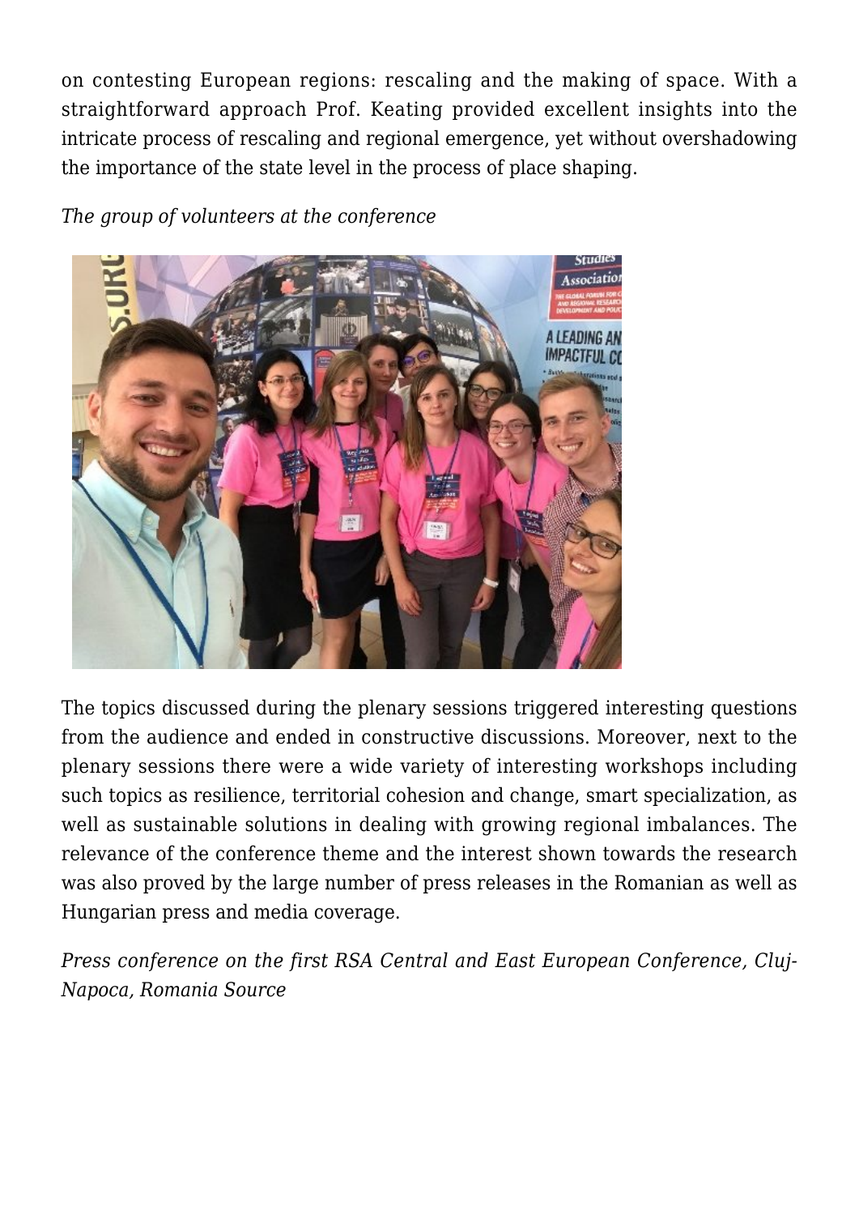on contesting European regions: rescaling and the making of space. With a straightforward approach Prof. Keating provided excellent insights into the intricate process of rescaling and regional emergence, yet without overshadowing the importance of the state level in the process of place shaping.

*The group of volunteers at the conference*

The topics discussed during the plenary sessions triggered interesting questions from the audience and ended in constructive discussions. Moreover, next to the plenary sessions there were a wide variety of interesting workshops including such topics as resilience, territorial cohesion and change, smart specialization, as well as sustainable solutions in dealing with growing regional imbalances. The relevance of the conference theme and the interest shown towards the research was also proved by the large number of press releases in the Romanian as well as Hungarian press and media coverage.

*Press conference on the first RSA Central and East European Conference, Cluj-Napoca, Romania Source*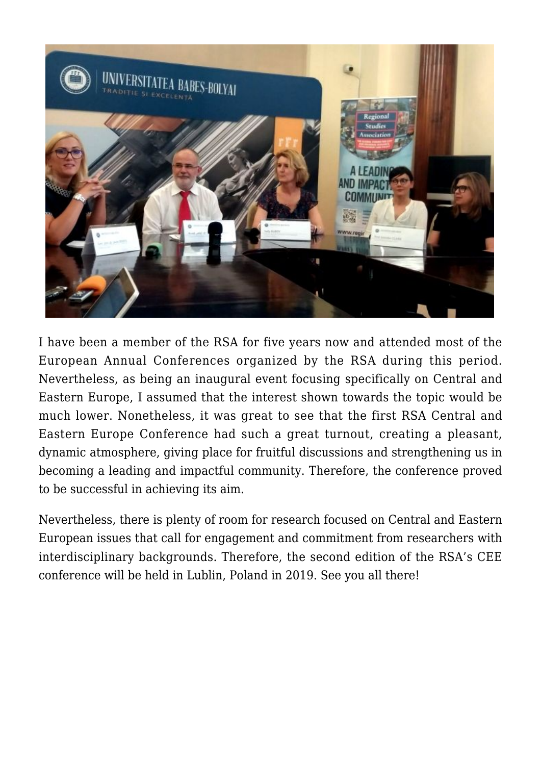I have been a member of the RSA for five years now and attended most of the European Annual Conferences organized by the RSA during this period. Nevertheless, as being an inaugural event focusing specifically on Central and Eastern Europe, I assumed that the interest shown towards the topic would be much lower. Nonetheless, it was great to see that the first RSA Central and Eastern Europe Conference had such a great turnout, creating a pleasant, dynamic atmosphere, giving place for fruitful discussions and strengthening us in becoming a leading and impactful community. Therefore, the conference proved to be successful in achieving its aim.

Nevertheless, there is plenty of room for research focused on Central and Eastern European issues that call for engagement and commitment from researchers with interdisciplinary backgrounds. Therefore, the second edition of the RSA's CEE conference will be held in Lublin, Poland in 2019. See you all there!